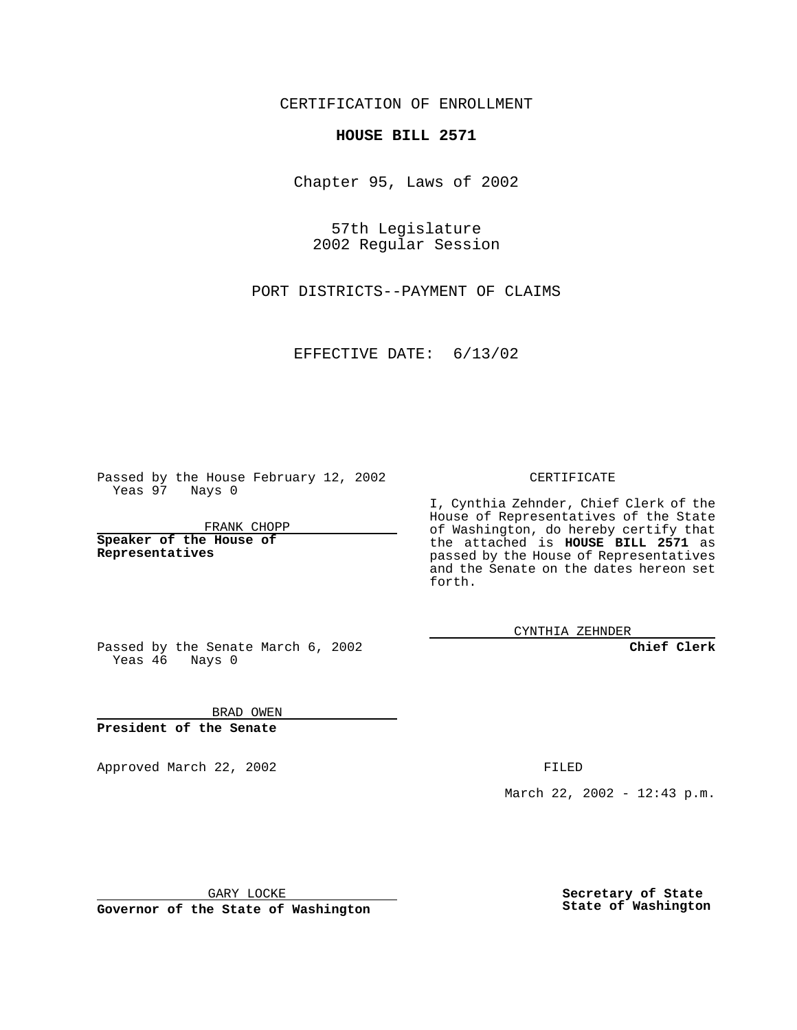CERTIFICATION OF ENROLLMENT

**HOUSE BILL 2571**

Chapter 95, Laws of 2002

57th Legislature
2002 Regular Session

PORT DISTRICTS--PAYMENT OF CLAIMS

EFFECTIVE DATE: 6/13/02

Passed by the House February 12, 2002
Yeas 97 Nays 0

FRANK CHOPP

**Speaker of the House of Representatives**

Passed by the Senate March 6, 2002
Yeas 46 Nays 0

BRAD OWEN

**President of the Senate**

Approved March 22, 2002

GARY LOCKE

**Governor of the State of Washington**

CERTIFICATE

I, Cynthia Zehnder, Chief Clerk of the House of Representatives of the State of Washington, do hereby certify that the attached is **HOUSE BILL 2571** as passed by the House of Representatives and the Senate on the dates hereon set forth.

CYNTHIA ZEHNDER

**Chief Clerk**

FILED

March 22, 2002 - 12:43 p.m.

**Secretary of State**
**State of Washington**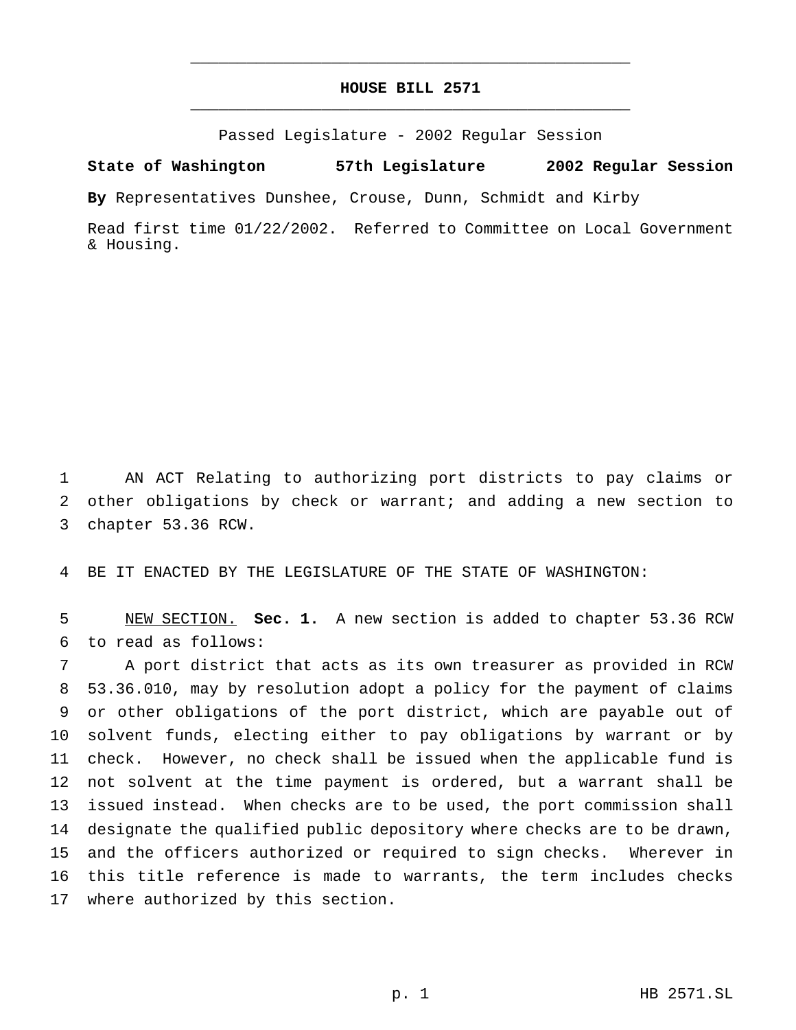# HOUSE BILL 2571

Passed Legislature - 2002 Regular Session

**State of Washington 57th Legislature 2002 Regular Session**

**By** Representatives Dunshee, Crouse, Dunn, Schmidt and Kirby

Read first time 01/22/2002. Referred to Committee on Local Government & Housing.

AN ACT Relating to authorizing port districts to pay claims or other obligations by check or warrant; and adding a new section to chapter 53.36 RCW.

BE IT ENACTED BY THE LEGISLATURE OF THE STATE OF WASHINGTON:

NEW SECTION. **Sec. 1.** A new section is added to chapter 53.36 RCW to read as follows:

A port district that acts as its own treasurer as provided in RCW 53.36.010, may by resolution adopt a policy for the payment of claims or other obligations of the port district, which are payable out of solvent funds, electing either to pay obligations by warrant or by check. However, no check shall be issued when the applicable fund is not solvent at the time payment is ordered, but a warrant shall be issued instead. When checks are to be used, the port commission shall designate the qualified public depository where checks are to be drawn, and the officers authorized or required to sign checks. Wherever in this title reference is made to warrants, the term includes checks where authorized by this section.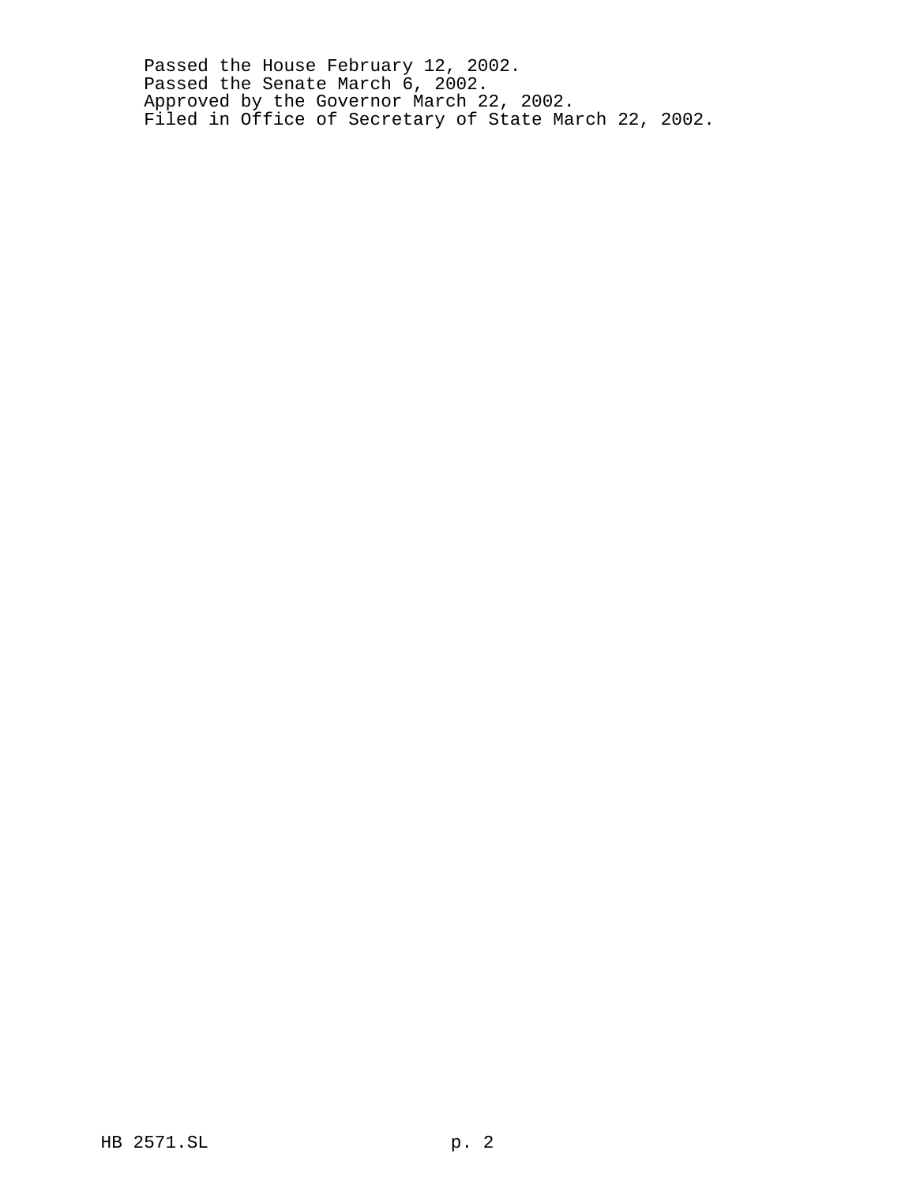Passed the House February 12, 2002.
Passed the Senate March 6, 2002.
Approved by the Governor March 22, 2002.
Filed in Office of Secretary of State March 22, 2002.